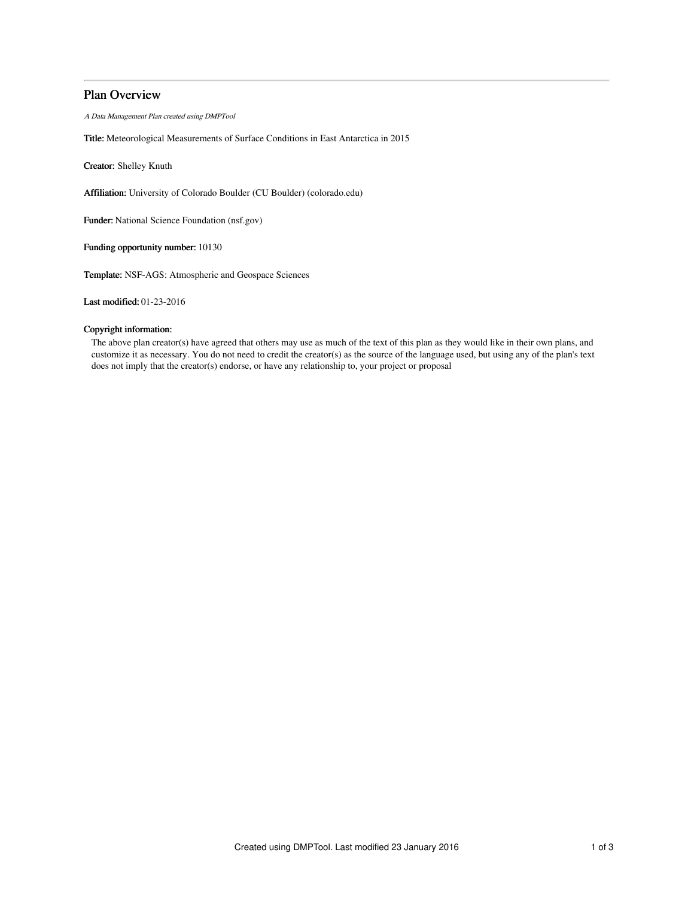# Plan Overview

*A Data Management Plan created using DMPTool*

**Title:** Meteorological Measurements of Surface Conditions in East Antarctica in 2015

**Creator:** Shelley Knuth

**Affiliation:** University of Colorado Boulder (CU Boulder) (colorado.edu)

**Funder:** National Science Foundation (nsf.gov)

**Funding opportunity number:** 10130

**Template:** NSF-AGS: Atmospheric and Geospace Sciences

**Last modified:** 01-23-2016

**Copyright information:**

The above plan creator(s) have agreed that others may use as much of the text of this plan as they would like in their own plans, and customize it as necessary. You do not need to credit the creator(s) as the source of the language used, but using any of the plan's text does not imply that the creator(s) endorse, or have any relationship to, your project or proposal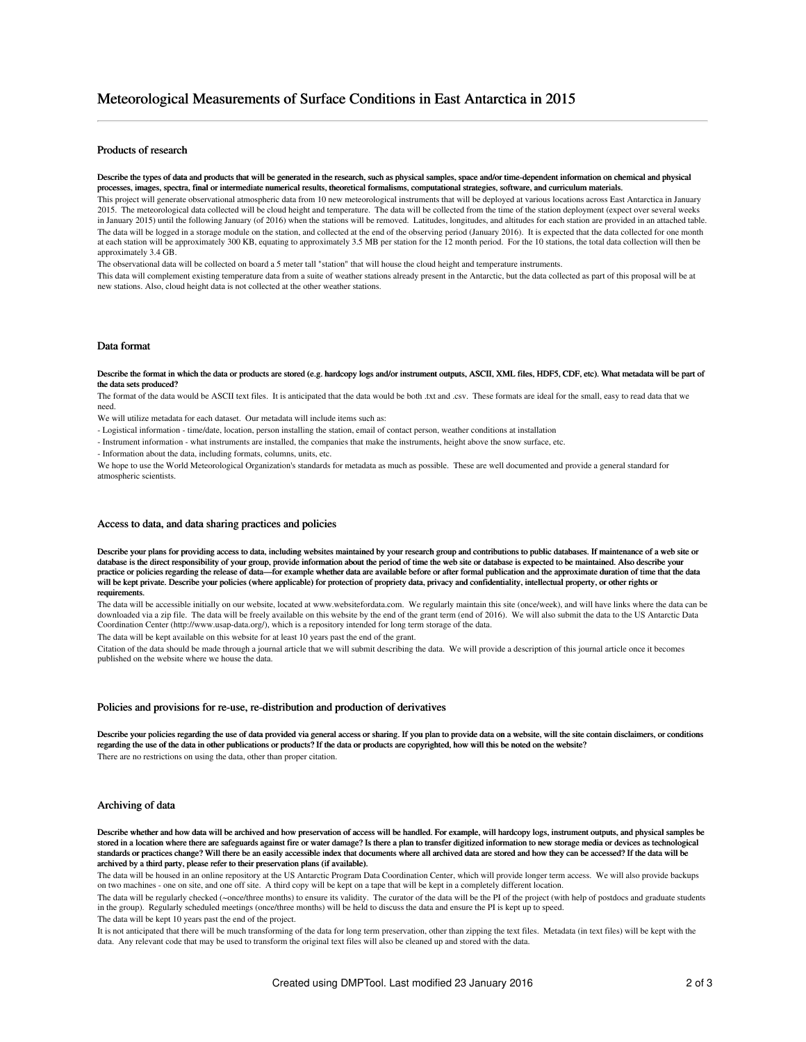# Meteorological Measurements of Surface Conditions in East Antarctica in 2015

## Products of research

**Describe the types of data and products that will be generated in the research, such as physical samples, space and/or time-dependent information on chemical and physical processes, images, spectra, final or intermediate numerical results, theoretical formalisms, computational strategies, software, and curriculum materials.**

This project will generate observational atmospheric data from 10 new meteorological instruments that will be deployed at various locations across East Antarctica in January 2015. The meteorological data collected will be cloud height and temperature. The data will be collected from the time of the station deployment (expect over several weeks in January 2015) until the following January (of 2016) when the stations will be removed. Latitudes, longitudes, and altitudes for each station are provided in an attached table.

The data will be logged in a storage module on the station, and collected at the end of the observing period (January 2016). It is expected that the data collected for one month at each station will be approximately 300 KB, equating to approximately 3.5 MB per station for the 12 month period. For the 10 stations, the total data collection will then be approximately 3.4 GB.

The observational data will be collected on board a 5 meter tall "station" that will house the cloud height and temperature instruments.

This data will complement existing temperature data from a suite of weather stations already present in the Antarctic, but the data collected as part of this proposal will be at new stations. Also, cloud height data is not collected at the other weather stations.

## Data format

**Describe the format in which the data or products are stored (e.g. hardcopy logs and/or instrument outputs, ASCII, XML files, HDF5, CDF, etc). What metadata will be part of the data sets produced?**

The format of the data would be ASCII text files. It is anticipated that the data would be both .txt and .csv. These formats are ideal for the small, easy to read data that we need.

We will utilize metadata for each dataset. Our metadata will include items such as:

- Logistical information - time/date, location, person installing the station, email of contact person, weather conditions at installation
- Instrument information - what instruments are installed, the companies that make the instruments, height above the snow surface, etc.
- Information about the data, including formats, columns, units, etc.

We hope to use the World Meteorological Organization's standards for metadata as much as possible. These are well documented and provide a general standard for atmospheric scientists.

## Access to data, and data sharing practices and policies

**Describe your plans for providing access to data, including websites maintained by your research group and contributions to public databases. If maintenance of a web site or database is the direct responsibility of your group, provide information about the period of time the web site or database is expected to be maintained. Also describe your practice or policies regarding the release of data—for example whether data are available before or after formal publication and the approximate duration of time that the data will be kept private. Describe your policies (where applicable) for protection of propriety data, privacy and confidentiality, intellectual property, or other rights or requirements.**

The data will be accessible initially on our website, located at www.websitefordata.com. We regularly maintain this site (once/week), and will have links where the data can be downloaded via a zip file. The data will be freely available on this website by the end of the grant term (end of 2016). We will also submit the data to the US Antarctic Data Coordination Center (http://www.usap-data.org/), which is a repository intended for long term storage of the data.

The data will be kept available on this website for at least 10 years past the end of the grant.

Citation of the data should be made through a journal article that we will submit describing the data. We will provide a description of this journal article once it becomes published on the website where we house the data.

## Policies and provisions for re-use, re-distribution and production of derivatives

**Describe your policies regarding the use of data provided via general access or sharing. If you plan to provide data on a website, will the site contain disclaimers, or conditions regarding the use of the data in other publications or products? If the data or products are copyrighted, how will this be noted on the website?**

There are no restrictions on using the data, other than proper citation.

## Archiving of data

**Describe whether and how data will be archived and how preservation of access will be handled. For example, will hardcopy logs, instrument outputs, and physical samples be stored in a location where there are safeguards against fire or water damage? Is there a plan to transfer digitized information to new storage media or devices as technological standards or practices change? Will there be an easily accessible index that documents where all archived data are stored and how they can be accessed? If the data will be archived by a third party, please refer to their preservation plans (if available).**

The data will be housed in an online repository at the US Antarctic Program Data Coordination Center, which will provide longer term access. We will also provide backups on two machines - one on site, and one off site. A third copy will be kept on a tape that will be kept in a completely different location.

The data will be regularly checked (~once/three months) to ensure its validity. The curator of the data will be the PI of the project (with help of postdocs and graduate students in the group). Regularly scheduled meetings (once/three months) will be held to discuss the data and ensure the PI is kept up to speed.

The data will be kept 10 years past the end of the project.

It is not anticipated that there will be much transforming of the data for long term preservation, other than zipping the text files. Metadata (in text files) will be kept with the data. Any relevant code that may be used to transform the original text files will also be cleaned up and stored with the data.